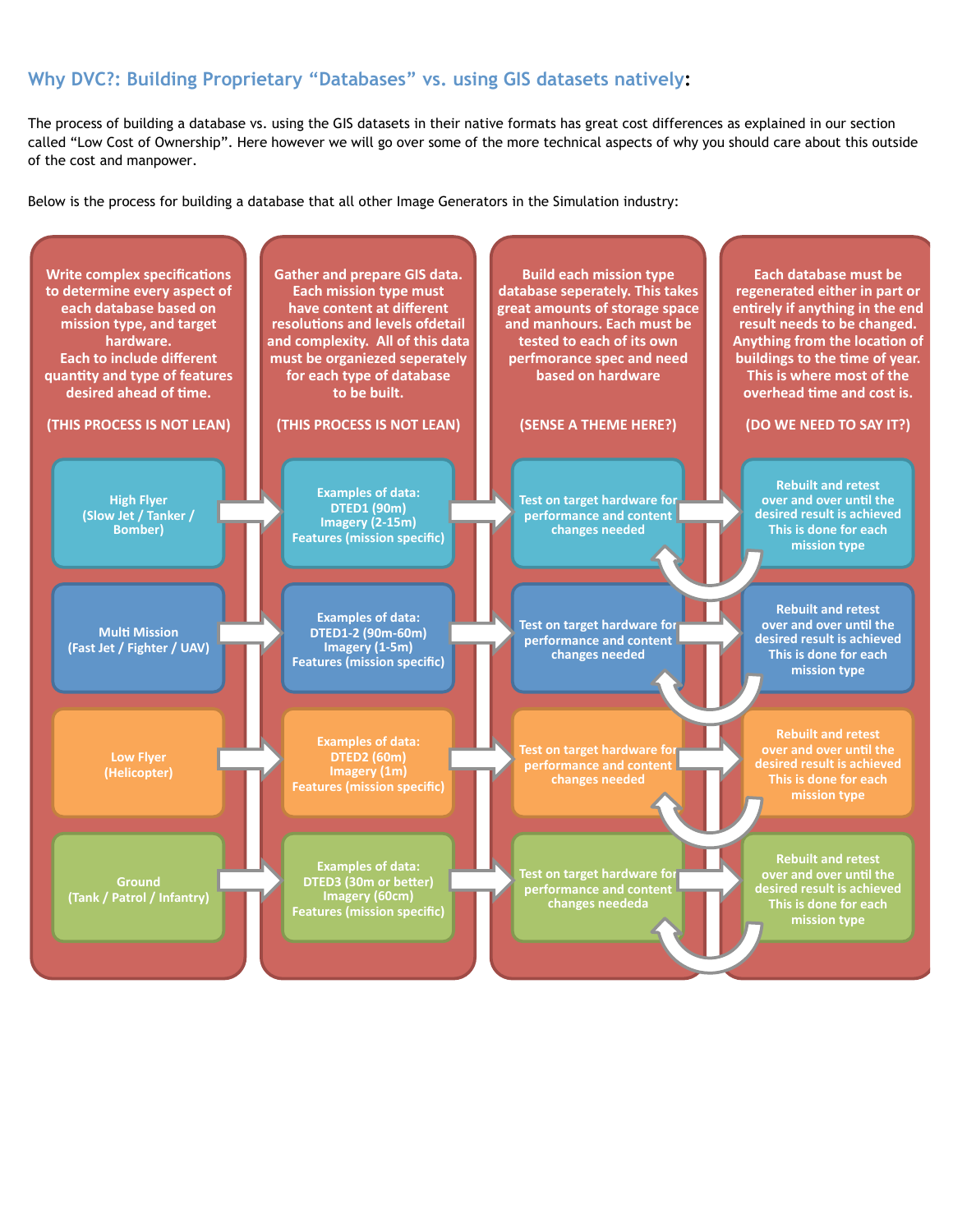## Why DVC?: Building Proprietary "Databases" vs. using GIS datasets natively:

The process of building a database vs. using the GIS datasets in their native formats has great cost differences as explained in our section called "Low Cost of Ownership". Here however we will go over some of the more technical aspects of why you should care about this outside of the cost and manpower.

Below is the process for building a database that all other Image Generators in the Simulation industry:

**Write complex specifications to determine every aspect of each database based on mission type, and target hardware. Each to include different quantity and type of features desired ahead of time.**

**(THIS PROCESS IS NOT LEAN)**

**Gather and prepare GIS data. Each mission type must have content at different resolutions and levels ofdetail and complexity. All of this data must be organiezed seperately for each type of database to be built.**

**(THIS PROCESS IS NOT LEAN)**

**Build each mission type database seperately. This takes great amounts of storage space and manhours. Each must be tested to each of its own perfmorance spec and need based on hardware**

**(SENSE A THEME HERE?)**

**Each database must be regenerated either in part or entirely if anything in the end result needs to be changed. Anything from the location of buildings to the time of year. This is where most of the overhead time and cost is.**

**(DO WE NEED TO SAY IT?)**

| Mission Type | Data | Build | Regenerate |
|---|---|---|---|
| High Flyer (Slow Jet / Tanker / Bomber) | Examples of data: DTED1 (90m) Imagery (2-15m) Features (mission specific) | Test on target hardware for performance and content changes needed | Rebuilt and retest over and over until the desired result is achieved This is done for each mission type |
| Multi Mission (Fast Jet / Fighter / UAV) | Examples of data: DTED1-2 (90m-60m) Imagery (1-5m) Features (mission specific) | Test on target hardware for performance and content changes needed | Rebuilt and retest over and over until the desired result is achieved This is done for each mission type |
| Low Flyer (Helicopter) | Examples of data: DTED2 (60m) Imagery (1m) Features (mission specific) | Test on target hardware for performance and content changes needed | Rebuilt and retest over and over until the desired result is achieved This is done for each mission type |
| Ground (Tank / Patrol / Infantry) | Examples of data: DTED3 (30m or better) Imagery (60cm) Features (mission specific) | Test on target hardware for performance and content changes neededa | Rebuilt and retest over and over until the desired result is achieved This is done for each mission type |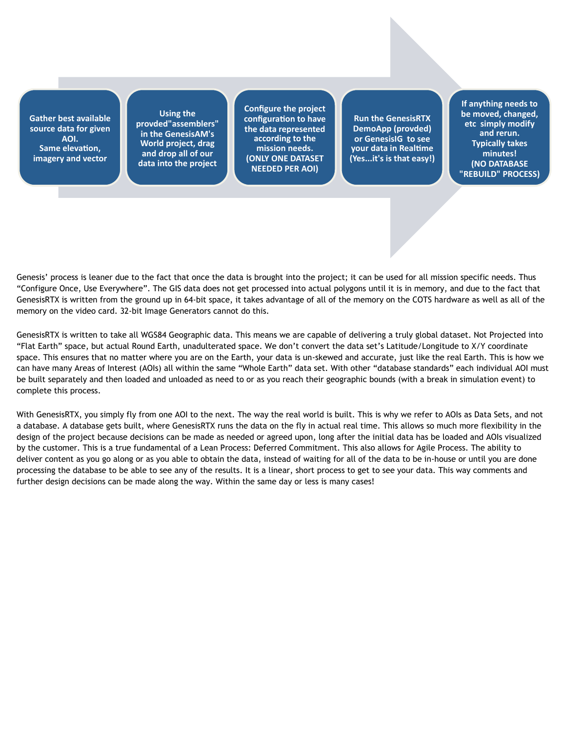Gather best available source data for given AOI.
Same elevation, imagery and vector

Using the provded"assemblers" in the GenesisAM's World project, drag and drop all of our data into the project

Configure the project configuration to have the data represented according to the mission needs.
(ONLY ONE DATASET NEEDED PER AOI)

Run the GenesisRTX DemoApp (provded) or GenesisIG to see your data in Realtime (Yes...it's is that easy!)

If anything needs to be moved, changed, etc simply modify and rerun.
Typically takes minutes!
(NO DATABASE "REBUILD" PROCESS)

Genesis' process is leaner due to the fact that once the data is brought into the project; it can be used for all mission specific needs. Thus "Configure Once, Use Everywhere". The GIS data does not get processed into actual polygons until it is in memory, and due to the fact that GenesisRTX is written from the ground up in 64-bit space, it takes advantage of all of the memory on the COTS hardware as well as all of the memory on the video card. 32-bit Image Generators cannot do this.

GenesisRTX is written to take all WGS84 Geographic data. This means we are capable of delivering a truly global dataset. Not Projected into "Flat Earth" space, but actual Round Earth, unadulterated space. We don't convert the data set's Latitude/Longitude to X/Y coordinate space. This ensures that no matter where you are on the Earth, your data is un-skewed and accurate, just like the real Earth. This is how we can have many Areas of Interest (AOIs) all within the same "Whole Earth" data set. With other "database standards" each individual AOI must be built separately and then loaded and unloaded as need to or as you reach their geographic bounds (with a break in simulation event) to complete this process.

With GenesisRTX, you simply fly from one AOI to the next. The way the real world is built. This is why we refer to AOIs as Data Sets, and not a database. A database gets built, where GenesisRTX runs the data on the fly in actual real time. This allows so much more flexibility in the design of the project because decisions can be made as needed or agreed upon, long after the initial data has be loaded and AOIs visualized by the customer. This is a true fundamental of a Lean Process: Deferred Commitment. This also allows for Agile Process. The ability to deliver content as you go along or as you able to obtain the data, instead of waiting for all of the data to be in-house or until you are done processing the database to be able to see any of the results. It is a linear, short process to get to see your data. This way comments and further design decisions can be made along the way. Within the same day or less is many cases!